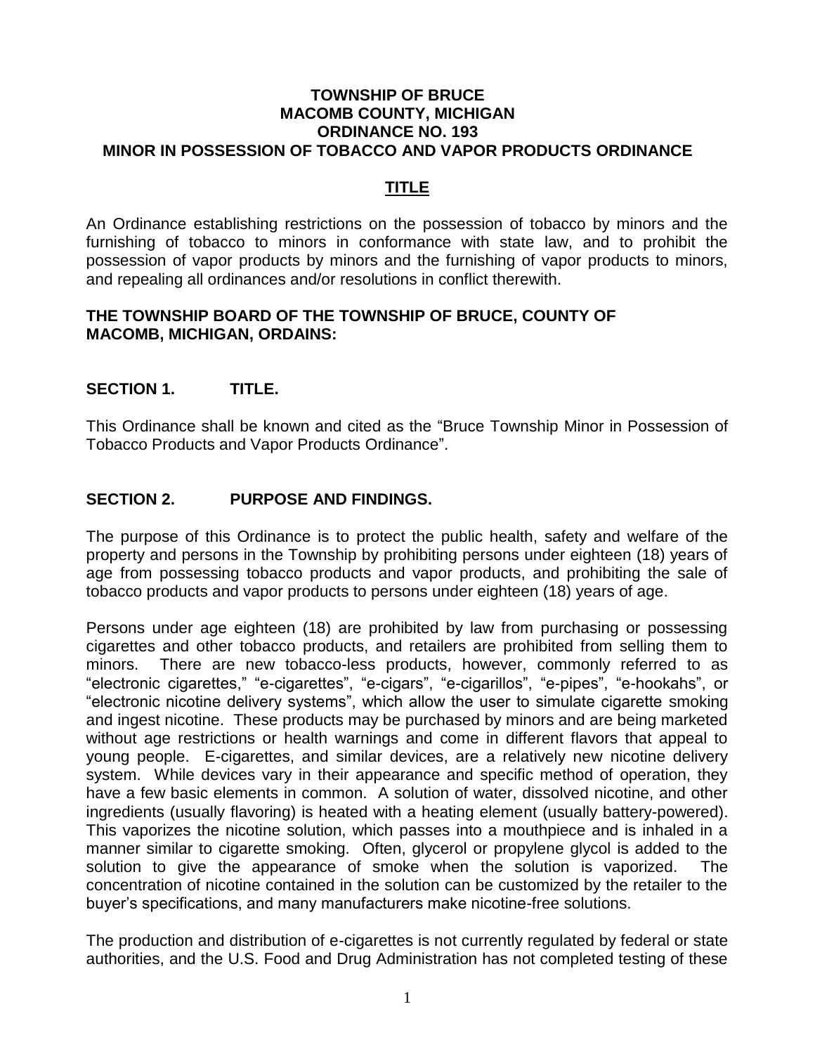**TOWNSHIP OF BRUCE**
**MACOMB COUNTY, MICHIGAN**
**ORDINANCE NO. 193**
**MINOR IN POSSESSION OF TOBACCO AND VAPOR PRODUCTS ORDINANCE**

## TITLE

An Ordinance establishing restrictions on the possession of tobacco by minors and the furnishing of tobacco to minors in conformance with state law, and to prohibit the possession of vapor products by minors and the furnishing of vapor products to minors, and repealing all ordinances and/or resolutions in conflict therewith.

**THE TOWNSHIP BOARD OF THE TOWNSHIP OF BRUCE, COUNTY OF MACOMB, MICHIGAN, ORDAINS:**

## SECTION 1. TITLE.

This Ordinance shall be known and cited as the "Bruce Township Minor in Possession of Tobacco Products and Vapor Products Ordinance".

## SECTION 2. PURPOSE AND FINDINGS.

The purpose of this Ordinance is to protect the public health, safety and welfare of the property and persons in the Township by prohibiting persons under eighteen (18) years of age from possessing tobacco products and vapor products, and prohibiting the sale of tobacco products and vapor products to persons under eighteen (18) years of age.

Persons under age eighteen (18) are prohibited by law from purchasing or possessing cigarettes and other tobacco products, and retailers are prohibited from selling them to minors. There are new tobacco-less products, however, commonly referred to as "electronic cigarettes," "e-cigarettes", "e-cigars", "e-cigarillos", "e-pipes", "e-hookahs", or "electronic nicotine delivery systems", which allow the user to simulate cigarette smoking and ingest nicotine. These products may be purchased by minors and are being marketed without age restrictions or health warnings and come in different flavors that appeal to young people. E-cigarettes, and similar devices, are a relatively new nicotine delivery system. While devices vary in their appearance and specific method of operation, they have a few basic elements in common. A solution of water, dissolved nicotine, and other ingredients (usually flavoring) is heated with a heating element (usually battery-powered). This vaporizes the nicotine solution, which passes into a mouthpiece and is inhaled in a manner similar to cigarette smoking. Often, glycerol or propylene glycol is added to the solution to give the appearance of smoke when the solution is vaporized. The concentration of nicotine contained in the solution can be customized by the retailer to the buyer's specifications, and many manufacturers make nicotine-free solutions.

The production and distribution of e-cigarettes is not currently regulated by federal or state authorities, and the U.S. Food and Drug Administration has not completed testing of these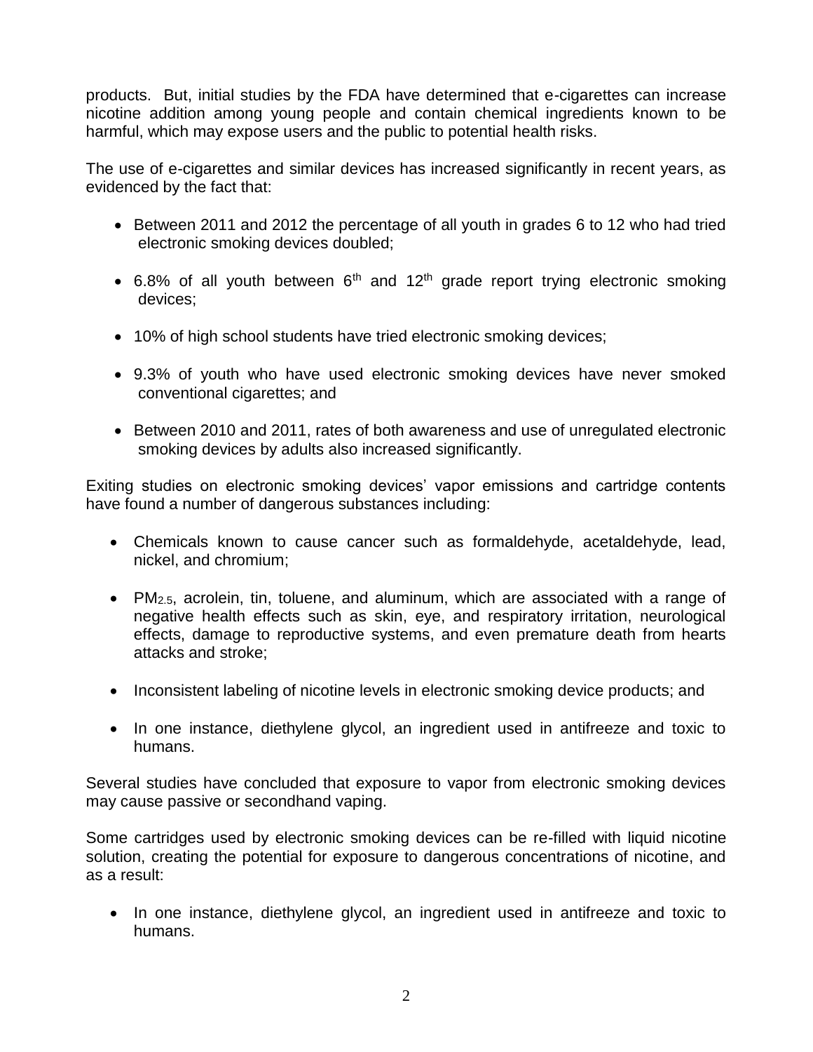products. But, initial studies by the FDA have determined that e-cigarettes can increase nicotine addition among young people and contain chemical ingredients known to be harmful, which may expose users and the public to potential health risks.

The use of e-cigarettes and similar devices has increased significantly in recent years, as evidenced by the fact that:

- Between 2011 and 2012 the percentage of all youth in grades 6 to 12 who had tried electronic smoking devices doubled;
- 6.8% of all youth between 6th and 12th grade report trying electronic smoking devices;
- 10% of high school students have tried electronic smoking devices;
- 9.3% of youth who have used electronic smoking devices have never smoked conventional cigarettes; and
- Between 2010 and 2011, rates of both awareness and use of unregulated electronic smoking devices by adults also increased significantly.

Exiting studies on electronic smoking devices' vapor emissions and cartridge contents have found a number of dangerous substances including:

- Chemicals known to cause cancer such as formaldehyde, acetaldehyde, lead, nickel, and chromium;
- $PM_{2.5}$, acrolein, tin, toluene, and aluminum, which are associated with a range of negative health effects such as skin, eye, and respiratory irritation, neurological effects, damage to reproductive systems, and even premature death from hearts attacks and stroke;
- Inconsistent labeling of nicotine levels in electronic smoking device products; and
- In one instance, diethylene glycol, an ingredient used in antifreeze and toxic to humans.

Several studies have concluded that exposure to vapor from electronic smoking devices may cause passive or secondhand vaping.

Some cartridges used by electronic smoking devices can be re-filled with liquid nicotine solution, creating the potential for exposure to dangerous concentrations of nicotine, and as a result:

- In one instance, diethylene glycol, an ingredient used in antifreeze and toxic to humans.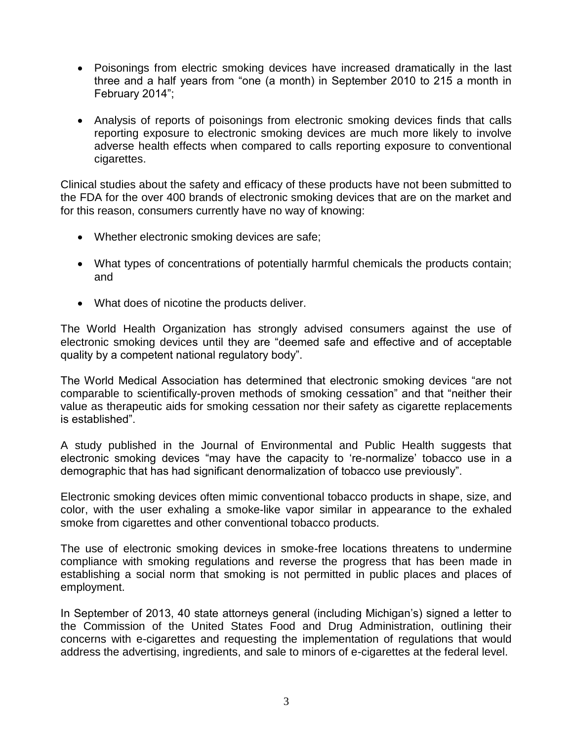- Poisonings from electric smoking devices have increased dramatically in the last three and a half years from "one (a month) in September 2010 to 215 a month in February 2014";

- Analysis of reports of poisonings from electronic smoking devices finds that calls reporting exposure to electronic smoking devices are much more likely to involve adverse health effects when compared to calls reporting exposure to conventional cigarettes.

Clinical studies about the safety and efficacy of these products have not been submitted to the FDA for the over 400 brands of electronic smoking devices that are on the market and for this reason, consumers currently have no way of knowing:

- Whether electronic smoking devices are safe;

- What types of concentrations of potentially harmful chemicals the products contain; and

- What does of nicotine the products deliver.

The World Health Organization has strongly advised consumers against the use of electronic smoking devices until they are "deemed safe and effective and of acceptable quality by a competent national regulatory body".

The World Medical Association has determined that electronic smoking devices "are not comparable to scientifically-proven methods of smoking cessation" and that "neither their value as therapeutic aids for smoking cessation nor their safety as cigarette replacements is established".

A study published in the Journal of Environmental and Public Health suggests that electronic smoking devices "may have the capacity to 're-normalize' tobacco use in a demographic that has had significant denormalization of tobacco use previously".

Electronic smoking devices often mimic conventional tobacco products in shape, size, and color, with the user exhaling a smoke-like vapor similar in appearance to the exhaled smoke from cigarettes and other conventional tobacco products.

The use of electronic smoking devices in smoke-free locations threatens to undermine compliance with smoking regulations and reverse the progress that has been made in establishing a social norm that smoking is not permitted in public places and places of employment.

In September of 2013, 40 state attorneys general (including Michigan's) signed a letter to the Commission of the United States Food and Drug Administration, outlining their concerns with e-cigarettes and requesting the implementation of regulations that would address the advertising, ingredients, and sale to minors of e-cigarettes at the federal level.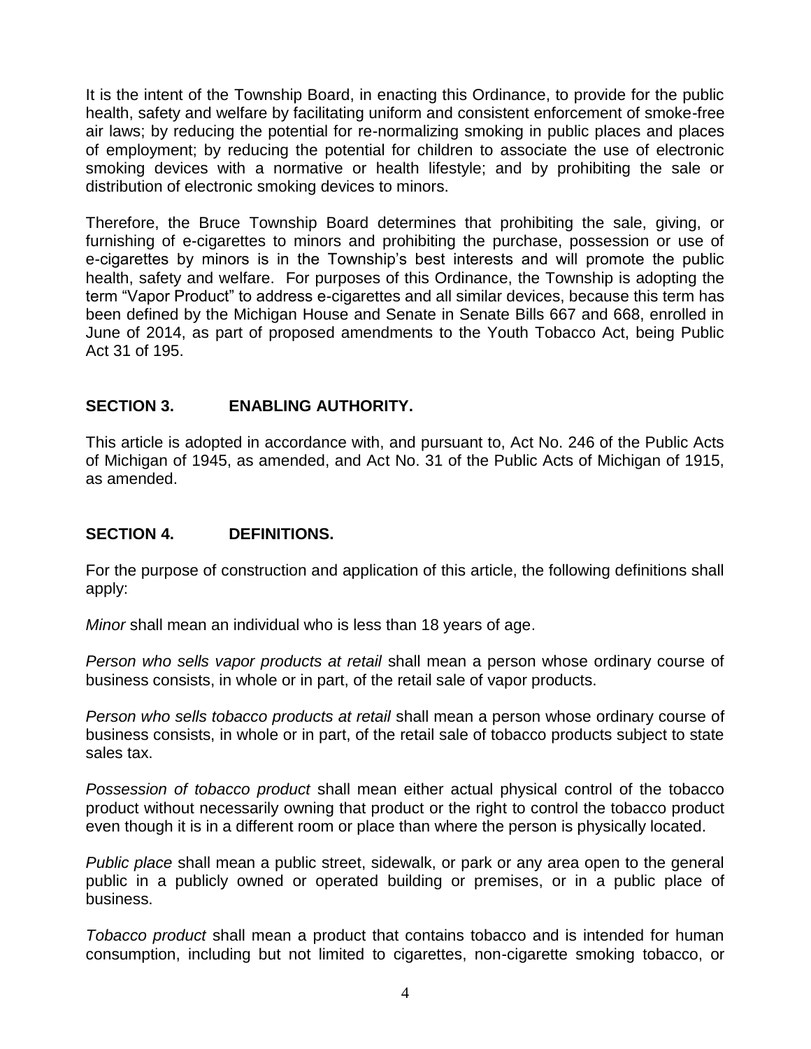It is the intent of the Township Board, in enacting this Ordinance, to provide for the public health, safety and welfare by facilitating uniform and consistent enforcement of smoke-free air laws; by reducing the potential for re-normalizing smoking in public places and places of employment; by reducing the potential for children to associate the use of electronic smoking devices with a normative or health lifestyle; and by prohibiting the sale or distribution of electronic smoking devices to minors.

Therefore, the Bruce Township Board determines that prohibiting the sale, giving, or furnishing of e-cigarettes to minors and prohibiting the purchase, possession or use of e-cigarettes by minors is in the Township's best interests and will promote the public health, safety and welfare. For purposes of this Ordinance, the Township is adopting the term "Vapor Product" to address e-cigarettes and all similar devices, because this term has been defined by the Michigan House and Senate in Senate Bills 667 and 668, enrolled in June of 2014, as part of proposed amendments to the Youth Tobacco Act, being Public Act 31 of 195.

## SECTION 3. ENABLING AUTHORITY.

This article is adopted in accordance with, and pursuant to, Act No. 246 of the Public Acts of Michigan of 1945, as amended, and Act No. 31 of the Public Acts of Michigan of 1915, as amended.

## SECTION 4. DEFINITIONS.

For the purpose of construction and application of this article, the following definitions shall apply:

*Minor* shall mean an individual who is less than 18 years of age.

*Person who sells vapor products at retail* shall mean a person whose ordinary course of business consists, in whole or in part, of the retail sale of vapor products.

*Person who sells tobacco products at retail* shall mean a person whose ordinary course of business consists, in whole or in part, of the retail sale of tobacco products subject to state sales tax.

*Possession of tobacco product* shall mean either actual physical control of the tobacco product without necessarily owning that product or the right to control the tobacco product even though it is in a different room or place than where the person is physically located.

*Public place* shall mean a public street, sidewalk, or park or any area open to the general public in a publicly owned or operated building or premises, or in a public place of business.

*Tobacco product* shall mean a product that contains tobacco and is intended for human consumption, including but not limited to cigarettes, non-cigarette smoking tobacco, or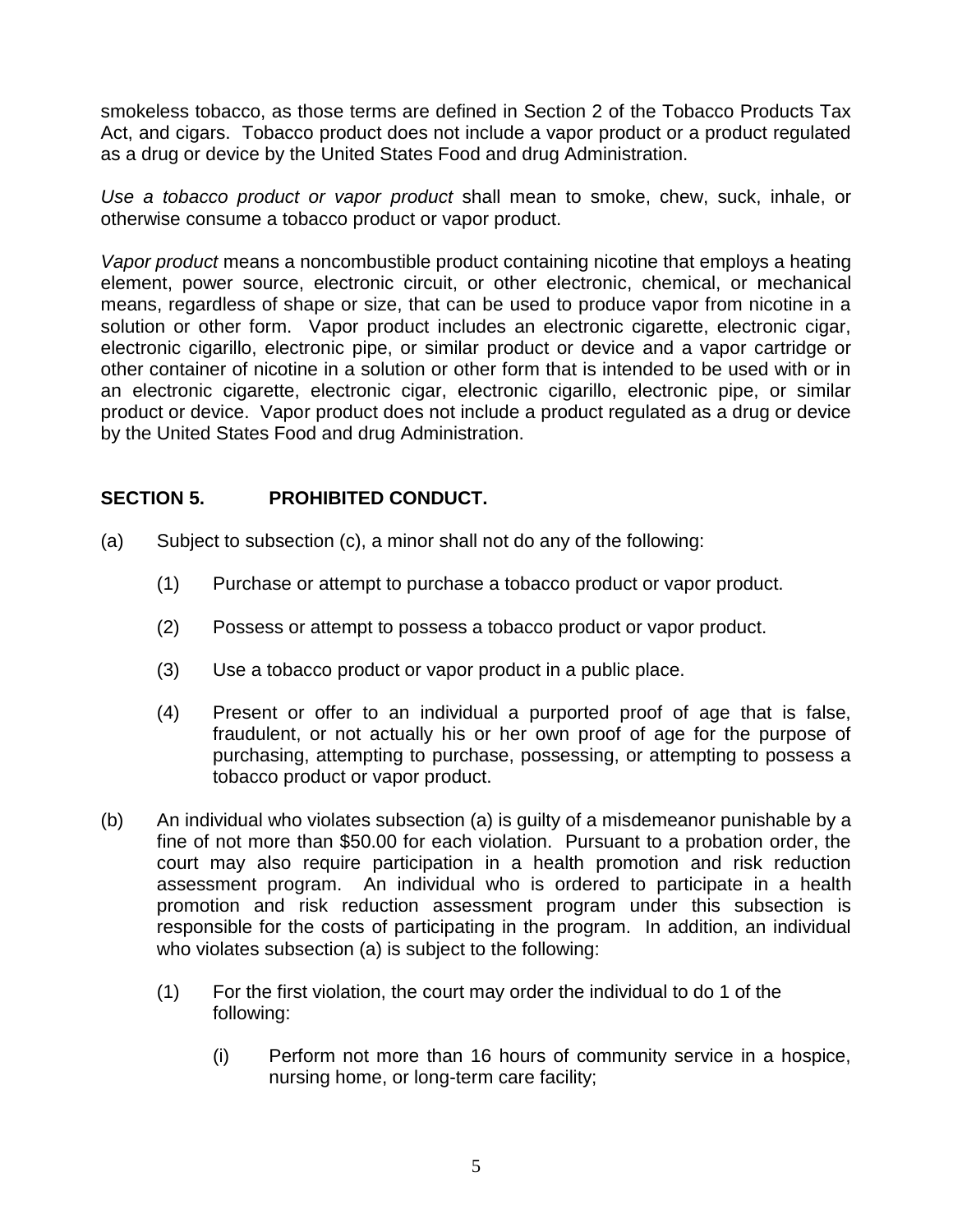smokeless tobacco, as those terms are defined in Section 2 of the Tobacco Products Tax Act, and cigars. Tobacco product does not include a vapor product or a product regulated as a drug or device by the United States Food and drug Administration.

*Use a tobacco product or vapor product* shall mean to smoke, chew, suck, inhale, or otherwise consume a tobacco product or vapor product.

*Vapor product* means a noncombustible product containing nicotine that employs a heating element, power source, electronic circuit, or other electronic, chemical, or mechanical means, regardless of shape or size, that can be used to produce vapor from nicotine in a solution or other form. Vapor product includes an electronic cigarette, electronic cigar, electronic cigarillo, electronic pipe, or similar product or device and a vapor cartridge or other container of nicotine in a solution or other form that is intended to be used with or in an electronic cigarette, electronic cigar, electronic cigarillo, electronic pipe, or similar product or device. Vapor product does not include a product regulated as a drug or device by the United States Food and drug Administration.

## SECTION 5. PROHIBITED CONDUCT.

(a) Subject to subsection (c), a minor shall not do any of the following:

(1) Purchase or attempt to purchase a tobacco product or vapor product.

(2) Possess or attempt to possess a tobacco product or vapor product.

(3) Use a tobacco product or vapor product in a public place.

(4) Present or offer to an individual a purported proof of age that is false, fraudulent, or not actually his or her own proof of age for the purpose of purchasing, attempting to purchase, possessing, or attempting to possess a tobacco product or vapor product.

(b) An individual who violates subsection (a) is guilty of a misdemeanor punishable by a fine of not more than $50.00 for each violation. Pursuant to a probation order, the court may also require participation in a health promotion and risk reduction assessment program. An individual who is ordered to participate in a health promotion and risk reduction assessment program under this subsection is responsible for the costs of participating in the program. In addition, an individual who violates subsection (a) is subject to the following:

(1) For the first violation, the court may order the individual to do 1 of the following:

(i) Perform not more than 16 hours of community service in a hospice, nursing home, or long-term care facility;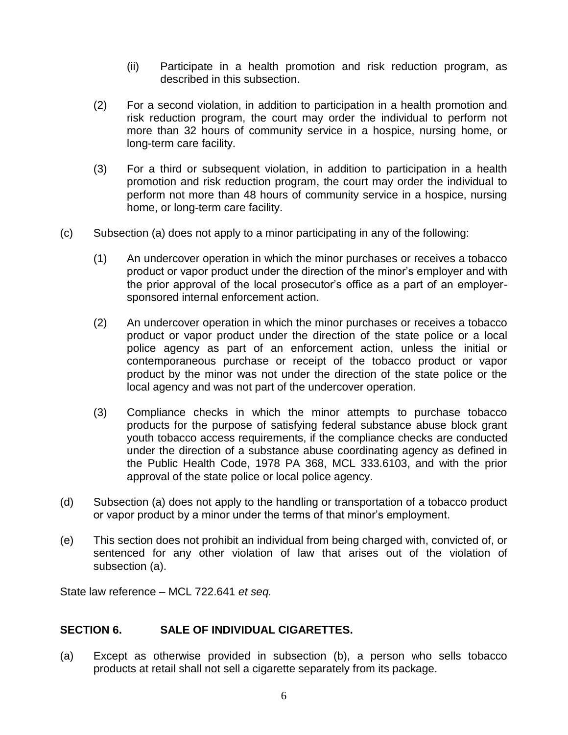(ii) Participate in a health promotion and risk reduction program, as described in this subsection.

(2) For a second violation, in addition to participation in a health promotion and risk reduction program, the court may order the individual to perform not more than 32 hours of community service in a hospice, nursing home, or long-term care facility.

(3) For a third or subsequent violation, in addition to participation in a health promotion and risk reduction program, the court may order the individual to perform not more than 48 hours of community service in a hospice, nursing home, or long-term care facility.

(c) Subsection (a) does not apply to a minor participating in any of the following:

(1) An undercover operation in which the minor purchases or receives a tobacco product or vapor product under the direction of the minor's employer and with the prior approval of the local prosecutor's office as a part of an employer-sponsored internal enforcement action.

(2) An undercover operation in which the minor purchases or receives a tobacco product or vapor product under the direction of the state police or a local police agency as part of an enforcement action, unless the initial or contemporaneous purchase or receipt of the tobacco product or vapor product by the minor was not under the direction of the state police or the local agency and was not part of the undercover operation.

(3) Compliance checks in which the minor attempts to purchase tobacco products for the purpose of satisfying federal substance abuse block grant youth tobacco access requirements, if the compliance checks are conducted under the direction of a substance abuse coordinating agency as defined in the Public Health Code, 1978 PA 368, MCL 333.6103, and with the prior approval of the state police or local police agency.

(d) Subsection (a) does not apply to the handling or transportation of a tobacco product or vapor product by a minor under the terms of that minor's employment.

(e) This section does not prohibit an individual from being charged with, convicted of, or sentenced for any other violation of law that arises out of the violation of subsection (a).

State law reference – MCL 722.641 *et seq.*

## SECTION 6. SALE OF INDIVIDUAL CIGARETTES.

(a) Except as otherwise provided in subsection (b), a person who sells tobacco products at retail shall not sell a cigarette separately from its package.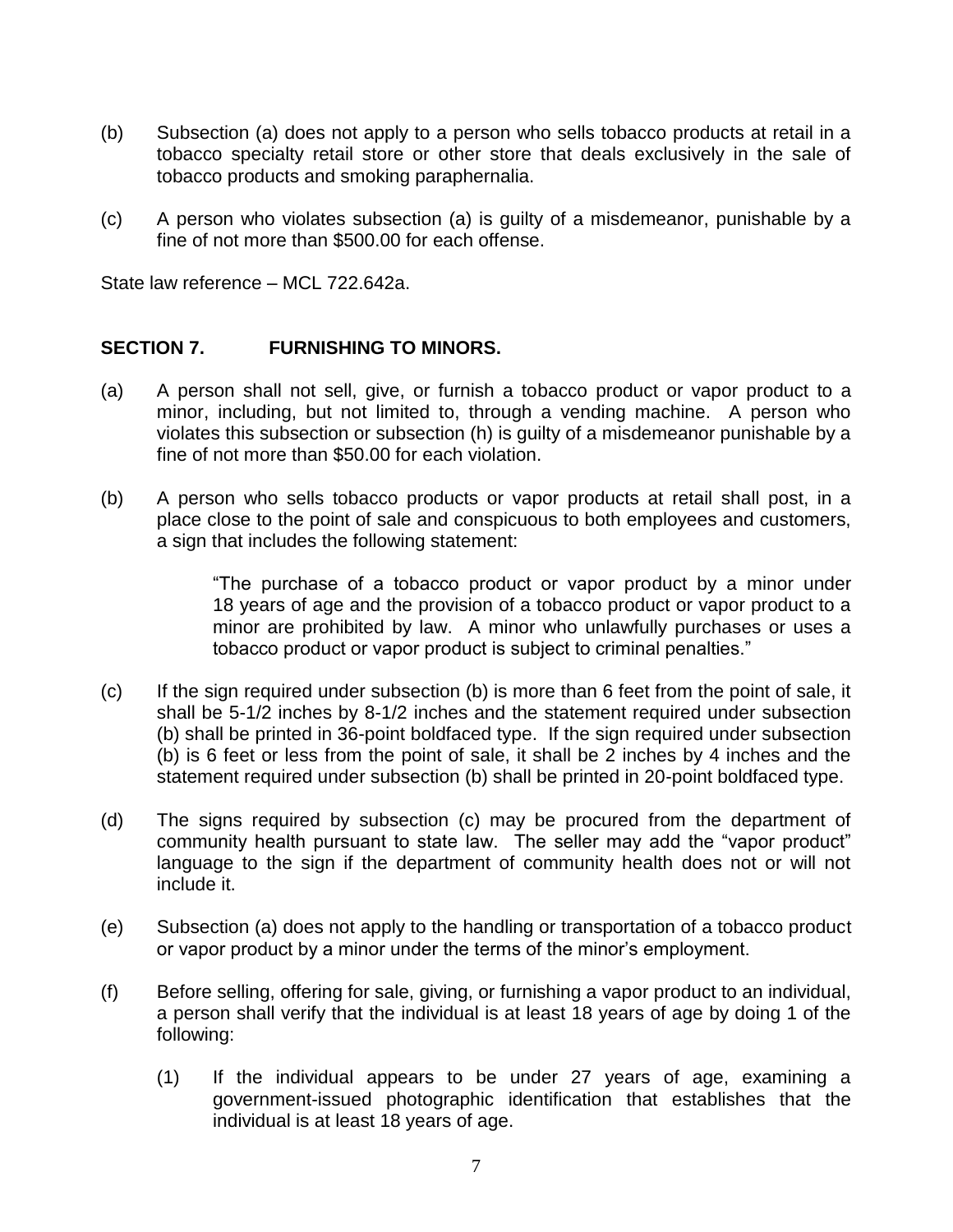(b) Subsection (a) does not apply to a person who sells tobacco products at retail in a tobacco specialty retail store or other store that deals exclusively in the sale of tobacco products and smoking paraphernalia.

(c) A person who violates subsection (a) is guilty of a misdemeanor, punishable by a fine of not more than $500.00 for each offense.

State law reference – MCL 722.642a.

## SECTION 7. FURNISHING TO MINORS.

(a) A person shall not sell, give, or furnish a tobacco product or vapor product to a minor, including, but not limited to, through a vending machine. A person who violates this subsection or subsection (h) is guilty of a misdemeanor punishable by a fine of not more than $50.00 for each violation.

(b) A person who sells tobacco products or vapor products at retail shall post, in a place close to the point of sale and conspicuous to both employees and customers, a sign that includes the following statement:

> "The purchase of a tobacco product or vapor product by a minor under 18 years of age and the provision of a tobacco product or vapor product to a minor are prohibited by law. A minor who unlawfully purchases or uses a tobacco product or vapor product is subject to criminal penalties."

(c) If the sign required under subsection (b) is more than 6 feet from the point of sale, it shall be 5-1/2 inches by 8-1/2 inches and the statement required under subsection (b) shall be printed in 36-point boldfaced type. If the sign required under subsection (b) is 6 feet or less from the point of sale, it shall be 2 inches by 4 inches and the statement required under subsection (b) shall be printed in 20-point boldfaced type.

(d) The signs required by subsection (c) may be procured from the department of community health pursuant to state law. The seller may add the "vapor product" language to the sign if the department of community health does not or will not include it.

(e) Subsection (a) does not apply to the handling or transportation of a tobacco product or vapor product by a minor under the terms of the minor's employment.

(f) Before selling, offering for sale, giving, or furnishing a vapor product to an individual, a person shall verify that the individual is at least 18 years of age by doing 1 of the following:

  (1) If the individual appears to be under 27 years of age, examining a government-issued photographic identification that establishes that the individual is at least 18 years of age.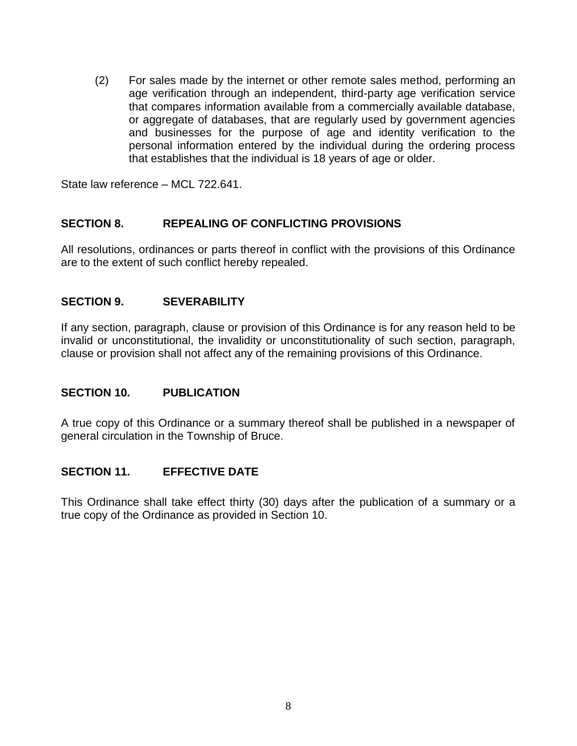(2) For sales made by the internet or other remote sales method, performing an age verification through an independent, third-party age verification service that compares information available from a commercially available database, or aggregate of databases, that are regularly used by government agencies and businesses for the purpose of age and identity verification to the personal information entered by the individual during the ordering process that establishes that the individual is 18 years of age or older.

State law reference – MCL 722.641.

## SECTION 8. REPEALING OF CONFLICTING PROVISIONS

All resolutions, ordinances or parts thereof in conflict with the provisions of this Ordinance are to the extent of such conflict hereby repealed.

## SECTION 9. SEVERABILITY

If any section, paragraph, clause or provision of this Ordinance is for any reason held to be invalid or unconstitutional, the invalidity or unconstitutionality of such section, paragraph, clause or provision shall not affect any of the remaining provisions of this Ordinance.

## SECTION 10. PUBLICATION

A true copy of this Ordinance or a summary thereof shall be published in a newspaper of general circulation in the Township of Bruce.

## SECTION 11. EFFECTIVE DATE

This Ordinance shall take effect thirty (30) days after the publication of a summary or a true copy of the Ordinance as provided in Section 10.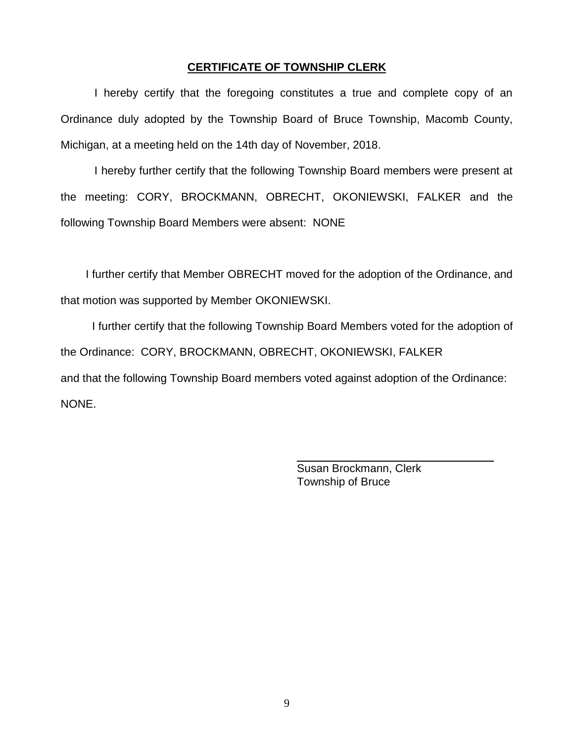## CERTIFICATE OF TOWNSHIP CLERK

I hereby certify that the foregoing constitutes a true and complete copy of an Ordinance duly adopted by the Township Board of Bruce Township, Macomb County, Michigan, at a meeting held on the 14th day of November, 2018.

I hereby further certify that the following Township Board members were present at the meeting: CORY, BROCKMANN, OBRECHT, OKONIEWSKI, FALKER and the following Township Board Members were absent: NONE

I further certify that Member OBRECHT moved for the adoption of the Ordinance, and that motion was supported by Member OKONIEWSKI.

I further certify that the following Township Board Members voted for the adoption of the Ordinance: CORY, BROCKMANN, OBRECHT, OKONIEWSKI, FALKER and that the following Township Board members voted against adoption of the Ordinance: NONE.

Susan Brockmann, Clerk
Township of Bruce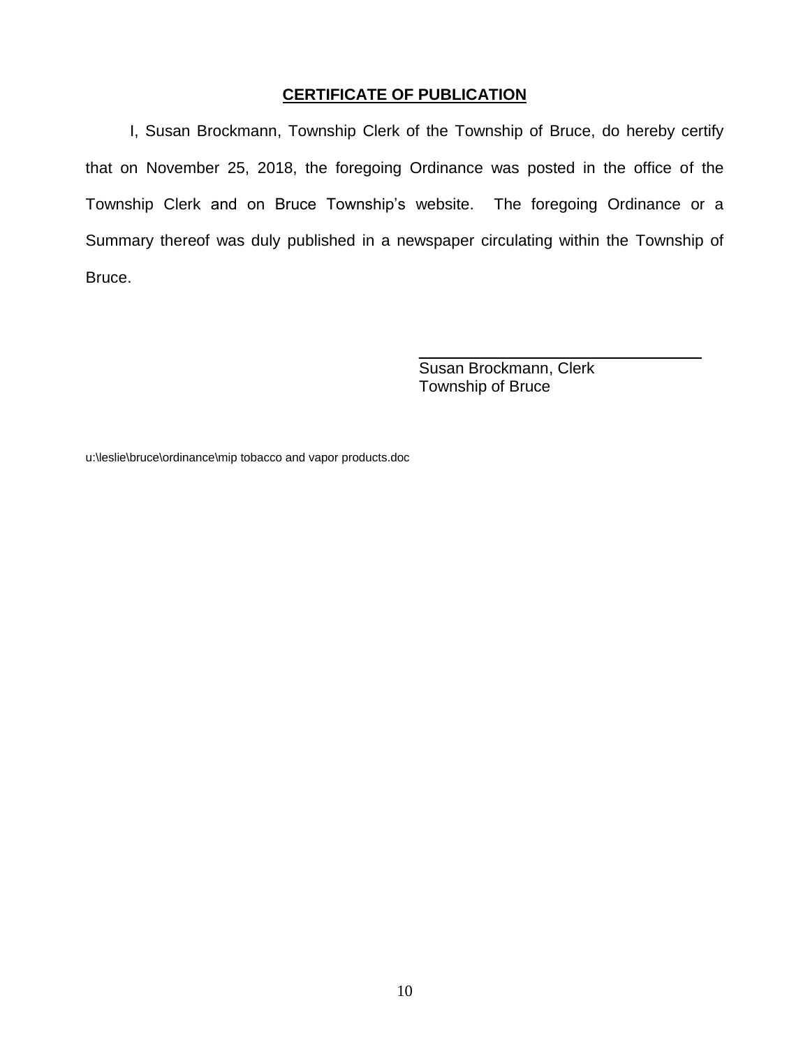**CERTIFICATE OF PUBLICATION**

I, Susan Brockmann, Township Clerk of the Township of Bruce, do hereby certify that on November 25, 2018, the foregoing Ordinance was posted in the office of the Township Clerk and on Bruce Township's website. The foregoing Ordinance or a Summary thereof was duly published in a newspaper circulating within the Township of Bruce.

\_\_\_\_\_\_\_\_\_\_\_\_\_\_\_\_\_\_\_\_\_\_\_\_\_\_\_\_\_\_\_\_
Susan Brockmann, Clerk
Township of Bruce

u:\leslie\bruce\ordinance\mip tobacco and vapor products.doc